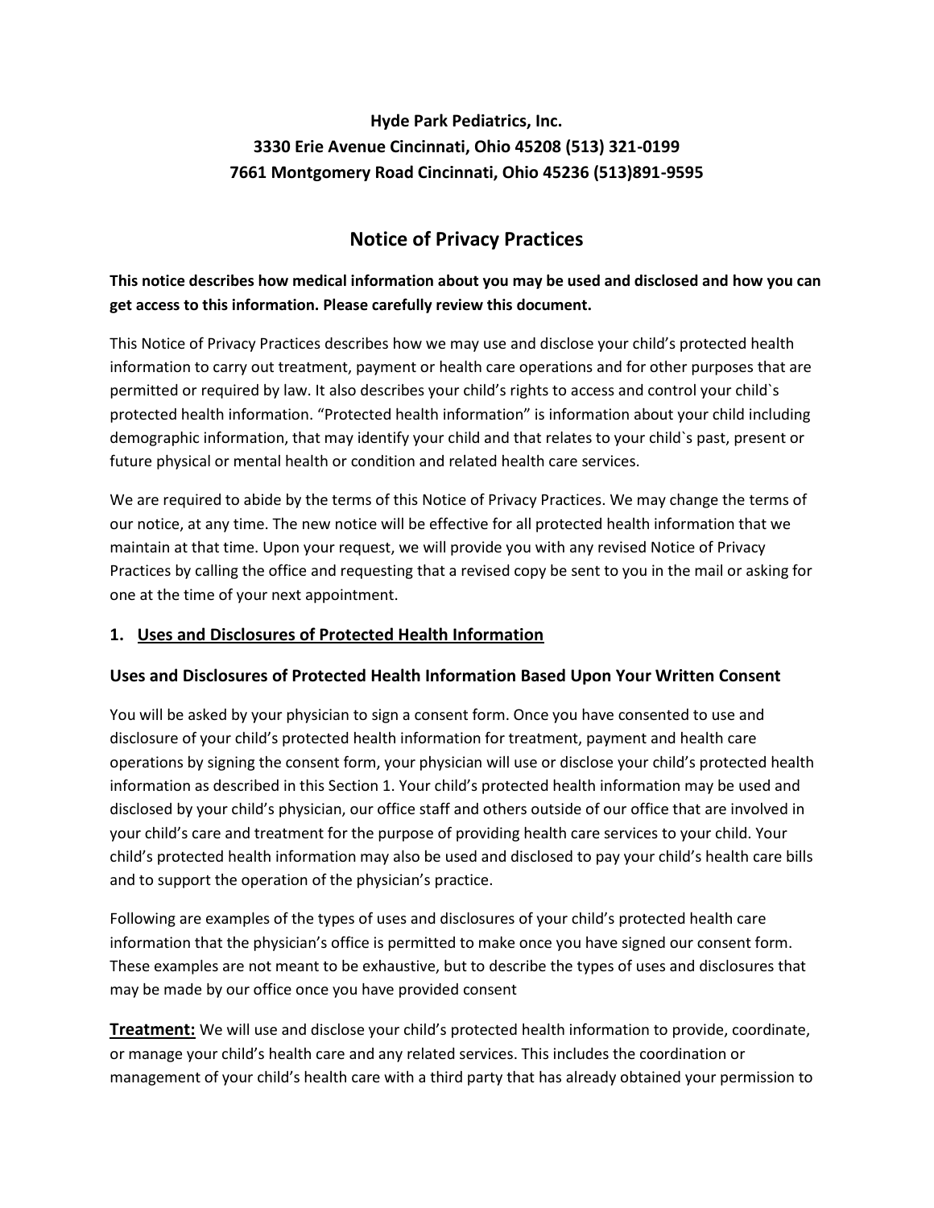**Hyde Park Pediatrics, Inc.**
**3330 Erie Avenue Cincinnati, Ohio 45208 (513) 321-0199**
**7661 Montgomery Road Cincinnati, Ohio 45236 (513)891-9595**

# Notice of Privacy Practices

**This notice describes how medical information about you may be used and disclosed and how you can get access to this information. Please carefully review this document.**

This Notice of Privacy Practices describes how we may use and disclose your child's protected health information to carry out treatment, payment or health care operations and for other purposes that are permitted or required by law. It also describes your child's rights to access and control your child`s protected health information. "Protected health information" is information about your child including demographic information, that may identify your child and that relates to your child`s past, present or future physical or mental health or condition and related health care services.

We are required to abide by the terms of this Notice of Privacy Practices. We may change the terms of our notice, at any time. The new notice will be effective for all protected health information that we maintain at that time. Upon your request, we will provide you with any revised Notice of Privacy Practices by calling the office and requesting that a revised copy be sent to you in the mail or asking for one at the time of your next appointment.

## 1. Uses and Disclosures of Protected Health Information

### Uses and Disclosures of Protected Health Information Based Upon Your Written Consent

You will be asked by your physician to sign a consent form. Once you have consented to use and disclosure of your child's protected health information for treatment, payment and health care operations by signing the consent form, your physician will use or disclose your child's protected health information as described in this Section 1. Your child's protected health information may be used and disclosed by your child's physician, our office staff and others outside of our office that are involved in your child's care and treatment for the purpose of providing health care services to your child. Your child's protected health information may also be used and disclosed to pay your child's health care bills and to support the operation of the physician's practice.

Following are examples of the types of uses and disclosures of your child's protected health care information that the physician's office is permitted to make once you have signed our consent form. These examples are not meant to be exhaustive, but to describe the types of uses and disclosures that may be made by our office once you have provided consent

**Treatment:** We will use and disclose your child's protected health information to provide, coordinate, or manage your child's health care and any related services. This includes the coordination or management of your child's health care with a third party that has already obtained your permission to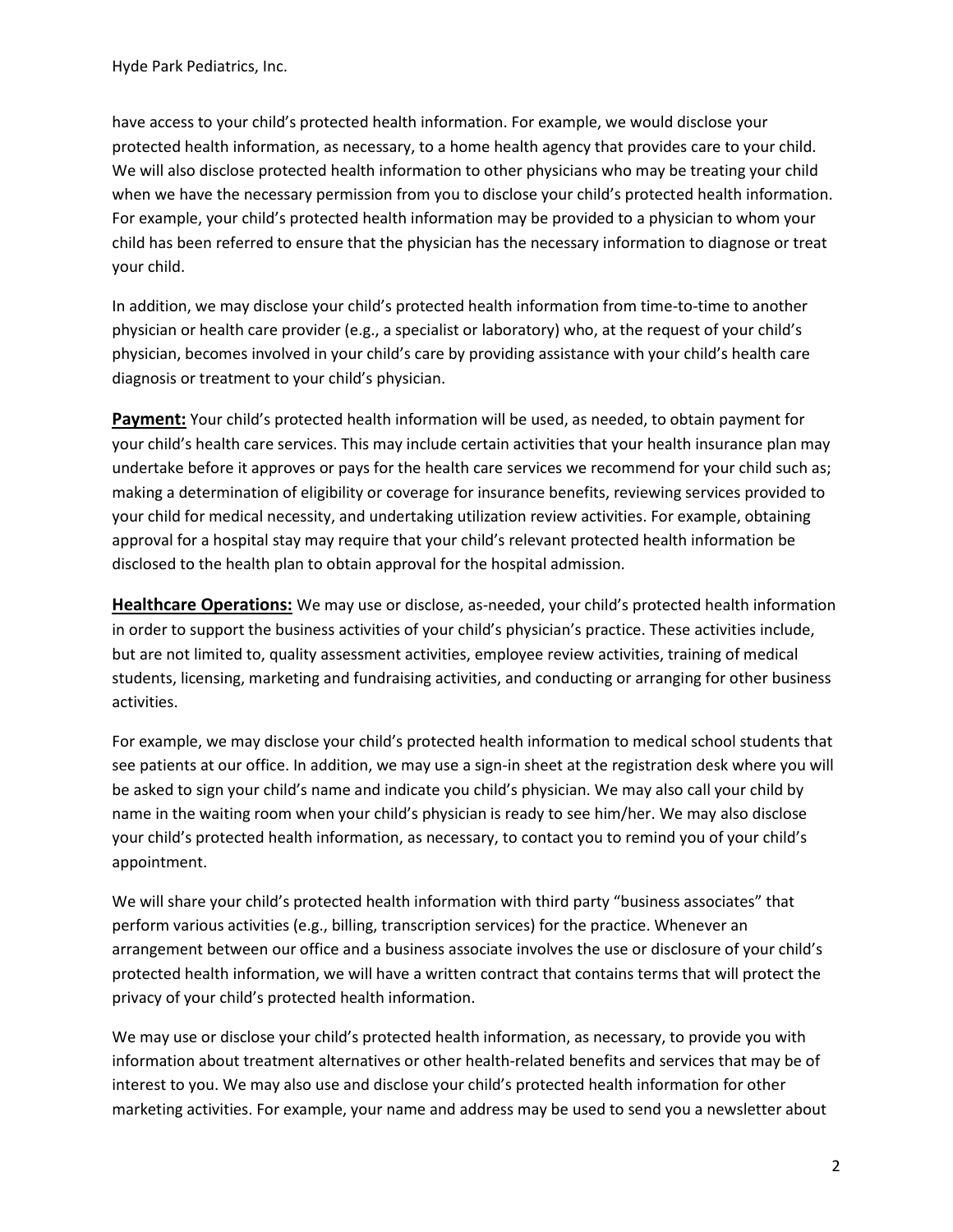have access to your child's protected health information. For example, we would disclose your protected health information, as necessary, to a home health agency that provides care to your child. We will also disclose protected health information to other physicians who may be treating your child when we have the necessary permission from you to disclose your child's protected health information. For example, your child's protected health information may be provided to a physician to whom your child has been referred to ensure that the physician has the necessary information to diagnose or treat your child.

In addition, we may disclose your child's protected health information from time-to-time to another physician or health care provider (e.g., a specialist or laboratory) who, at the request of your child's physician, becomes involved in your child's care by providing assistance with your child's health care diagnosis or treatment to your child's physician.

**Payment:** Your child's protected health information will be used, as needed, to obtain payment for your child's health care services. This may include certain activities that your health insurance plan may undertake before it approves or pays for the health care services we recommend for your child such as; making a determination of eligibility or coverage for insurance benefits, reviewing services provided to your child for medical necessity, and undertaking utilization review activities. For example, obtaining approval for a hospital stay may require that your child's relevant protected health information be disclosed to the health plan to obtain approval for the hospital admission.

**Healthcare Operations:** We may use or disclose, as-needed, your child's protected health information in order to support the business activities of your child's physician's practice. These activities include, but are not limited to, quality assessment activities, employee review activities, training of medical students, licensing, marketing and fundraising activities, and conducting or arranging for other business activities.

For example, we may disclose your child's protected health information to medical school students that see patients at our office. In addition, we may use a sign-in sheet at the registration desk where you will be asked to sign your child's name and indicate you child's physician. We may also call your child by name in the waiting room when your child's physician is ready to see him/her. We may also disclose your child's protected health information, as necessary, to contact you to remind you of your child's appointment.

We will share your child's protected health information with third party "business associates" that perform various activities (e.g., billing, transcription services) for the practice. Whenever an arrangement between our office and a business associate involves the use or disclosure of your child's protected health information, we will have a written contract that contains terms that will protect the privacy of your child's protected health information.

We may use or disclose your child's protected health information, as necessary, to provide you with information about treatment alternatives or other health-related benefits and services that may be of interest to you. We may also use and disclose your child's protected health information for other marketing activities. For example, your name and address may be used to send you a newsletter about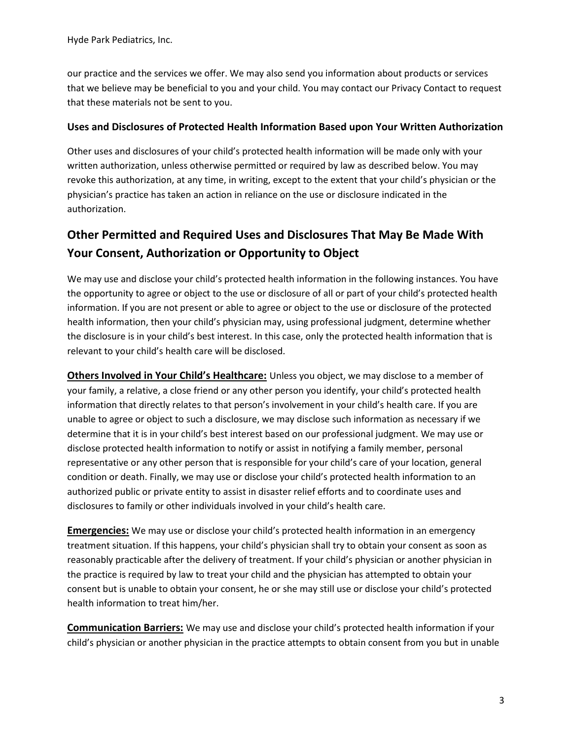our practice and the services we offer. We may also send you information about products or services that we believe may be beneficial to you and your child. You may contact our Privacy Contact to request that these materials not be sent to you.

### Uses and Disclosures of Protected Health Information Based upon Your Written Authorization

Other uses and disclosures of your child's protected health information will be made only with your written authorization, unless otherwise permitted or required by law as described below. You may revoke this authorization, at any time, in writing, except to the extent that your child's physician or the physician's practice has taken an action in reliance on the use or disclosure indicated in the authorization.

## Other Permitted and Required Uses and Disclosures That May Be Made With Your Consent, Authorization or Opportunity to Object

We may use and disclose your child's protected health information in the following instances. You have the opportunity to agree or object to the use or disclosure of all or part of your child's protected health information. If you are not present or able to agree or object to the use or disclosure of the protected health information, then your child's physician may, using professional judgment, determine whether the disclosure is in your child's best interest. In this case, only the protected health information that is relevant to your child's health care will be disclosed.

**Others Involved in Your Child's Healthcare:** Unless you object, we may disclose to a member of your family, a relative, a close friend or any other person you identify, your child's protected health information that directly relates to that person's involvement in your child's health care. If you are unable to agree or object to such a disclosure, we may disclose such information as necessary if we determine that it is in your child's best interest based on our professional judgment. We may use or disclose protected health information to notify or assist in notifying a family member, personal representative or any other person that is responsible for your child's care of your location, general condition or death. Finally, we may use or disclose your child's protected health information to an authorized public or private entity to assist in disaster relief efforts and to coordinate uses and disclosures to family or other individuals involved in your child's health care.

**Emergencies:** We may use or disclose your child's protected health information in an emergency treatment situation. If this happens, your child's physician shall try to obtain your consent as soon as reasonably practicable after the delivery of treatment. If your child's physician or another physician in the practice is required by law to treat your child and the physician has attempted to obtain your consent but is unable to obtain your consent, he or she may still use or disclose your child's protected health information to treat him/her.

**Communication Barriers:** We may use and disclose your child's protected health information if your child's physician or another physician in the practice attempts to obtain consent from you but in unable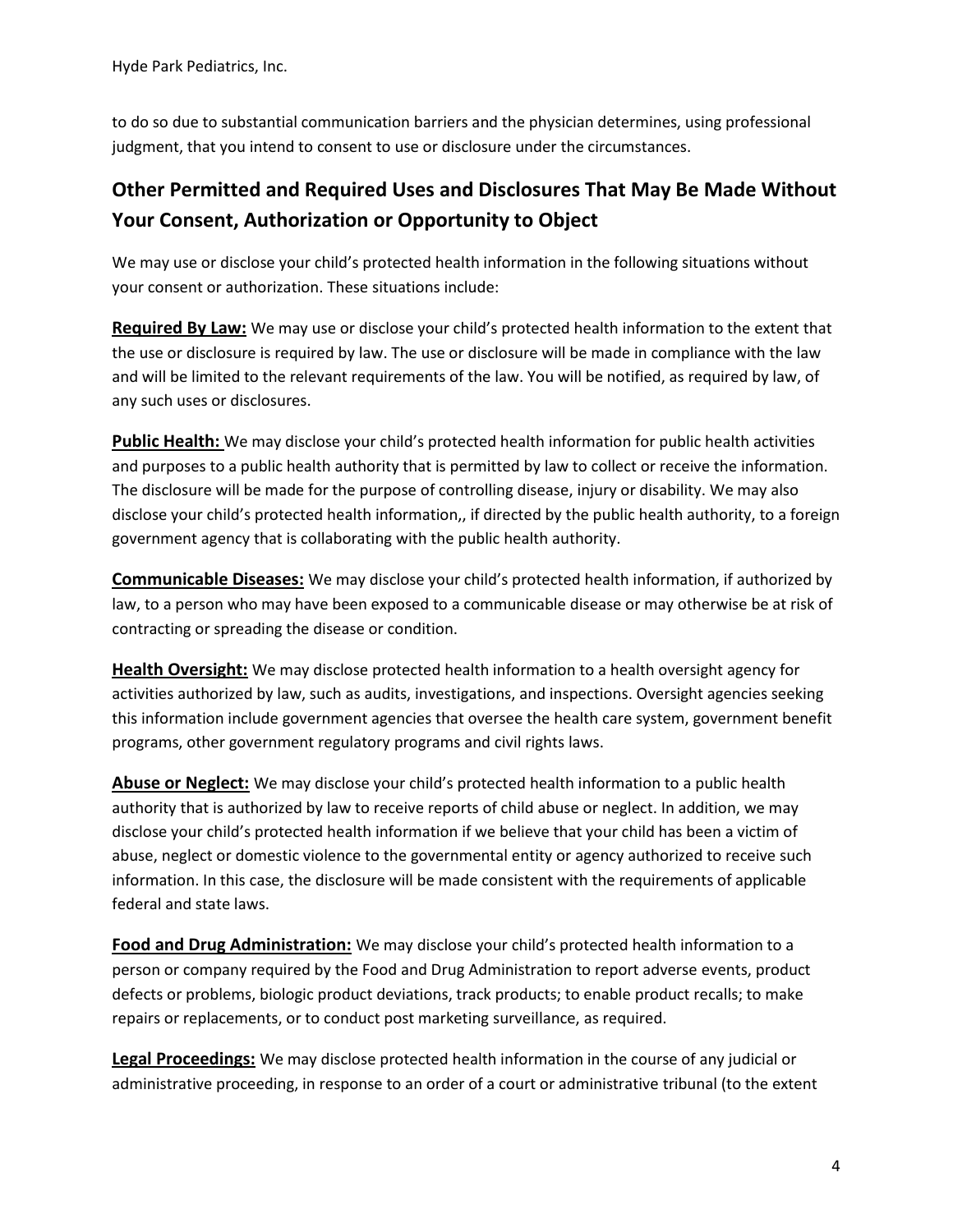to do so due to substantial communication barriers and the physician determines, using professional judgment, that you intend to consent to use or disclosure under the circumstances.

## Other Permitted and Required Uses and Disclosures That May Be Made Without Your Consent, Authorization or Opportunity to Object

We may use or disclose your child's protected health information in the following situations without your consent or authorization. These situations include:

**Required By Law:** We may use or disclose your child's protected health information to the extent that the use or disclosure is required by law. The use or disclosure will be made in compliance with the law and will be limited to the relevant requirements of the law. You will be notified, as required by law, of any such uses or disclosures.

**Public Health:** We may disclose your child's protected health information for public health activities and purposes to a public health authority that is permitted by law to collect or receive the information. The disclosure will be made for the purpose of controlling disease, injury or disability. We may also disclose your child's protected health information,, if directed by the public health authority, to a foreign government agency that is collaborating with the public health authority.

**Communicable Diseases:** We may disclose your child's protected health information, if authorized by law, to a person who may have been exposed to a communicable disease or may otherwise be at risk of contracting or spreading the disease or condition.

**Health Oversight:** We may disclose protected health information to a health oversight agency for activities authorized by law, such as audits, investigations, and inspections. Oversight agencies seeking this information include government agencies that oversee the health care system, government benefit programs, other government regulatory programs and civil rights laws.

**Abuse or Neglect:** We may disclose your child's protected health information to a public health authority that is authorized by law to receive reports of child abuse or neglect. In addition, we may disclose your child's protected health information if we believe that your child has been a victim of abuse, neglect or domestic violence to the governmental entity or agency authorized to receive such information. In this case, the disclosure will be made consistent with the requirements of applicable federal and state laws.

**Food and Drug Administration:** We may disclose your child's protected health information to a person or company required by the Food and Drug Administration to report adverse events, product defects or problems, biologic product deviations, track products; to enable product recalls; to make repairs or replacements, or to conduct post marketing surveillance, as required.

**Legal Proceedings:** We may disclose protected health information in the course of any judicial or administrative proceeding, in response to an order of a court or administrative tribunal (to the extent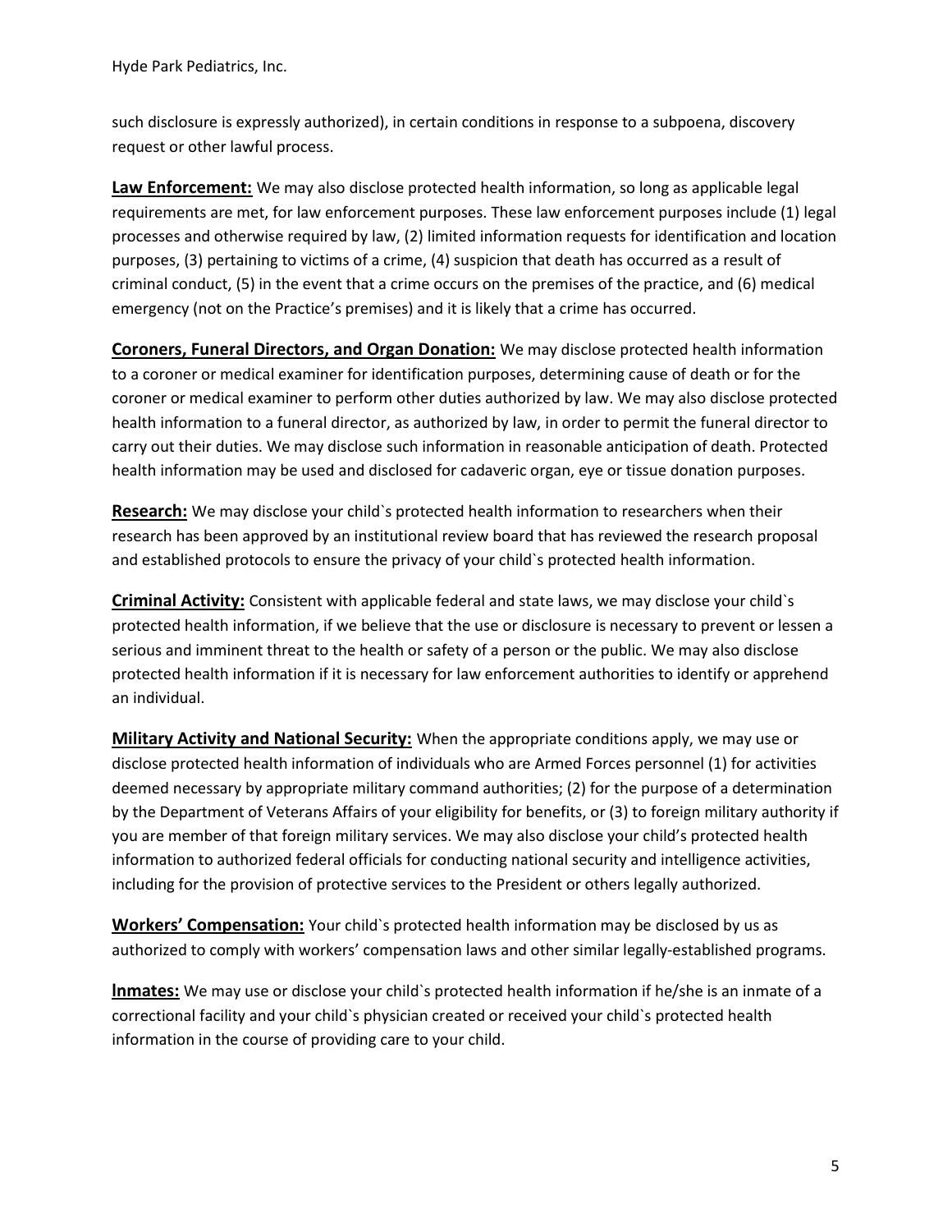such disclosure is expressly authorized), in certain conditions in response to a subpoena, discovery request or other lawful process.

**Law Enforcement:** We may also disclose protected health information, so long as applicable legal requirements are met, for law enforcement purposes. These law enforcement purposes include (1) legal processes and otherwise required by law, (2) limited information requests for identification and location purposes, (3) pertaining to victims of a crime, (4) suspicion that death has occurred as a result of criminal conduct, (5) in the event that a crime occurs on the premises of the practice, and (6) medical emergency (not on the Practice's premises) and it is likely that a crime has occurred.

**Coroners, Funeral Directors, and Organ Donation:** We may disclose protected health information to a coroner or medical examiner for identification purposes, determining cause of death or for the coroner or medical examiner to perform other duties authorized by law. We may also disclose protected health information to a funeral director, as authorized by law, in order to permit the funeral director to carry out their duties. We may disclose such information in reasonable anticipation of death. Protected health information may be used and disclosed for cadaveric organ, eye or tissue donation purposes.

**Research:** We may disclose your child`s protected health information to researchers when their research has been approved by an institutional review board that has reviewed the research proposal and established protocols to ensure the privacy of your child`s protected health information.

**Criminal Activity:** Consistent with applicable federal and state laws, we may disclose your child`s protected health information, if we believe that the use or disclosure is necessary to prevent or lessen a serious and imminent threat to the health or safety of a person or the public. We may also disclose protected health information if it is necessary for law enforcement authorities to identify or apprehend an individual.

**Military Activity and National Security:** When the appropriate conditions apply, we may use or disclose protected health information of individuals who are Armed Forces personnel (1) for activities deemed necessary by appropriate military command authorities; (2) for the purpose of a determination by the Department of Veterans Affairs of your eligibility for benefits, or (3) to foreign military authority if you are member of that foreign military services. We may also disclose your child's protected health information to authorized federal officials for conducting national security and intelligence activities, including for the provision of protective services to the President or others legally authorized.

**Workers' Compensation:** Your child`s protected health information may be disclosed by us as authorized to comply with workers' compensation laws and other similar legally-established programs.

**lnmates:** We may use or disclose your child`s protected health information if he/she is an inmate of a correctional facility and your child`s physician created or received your child`s protected health information in the course of providing care to your child.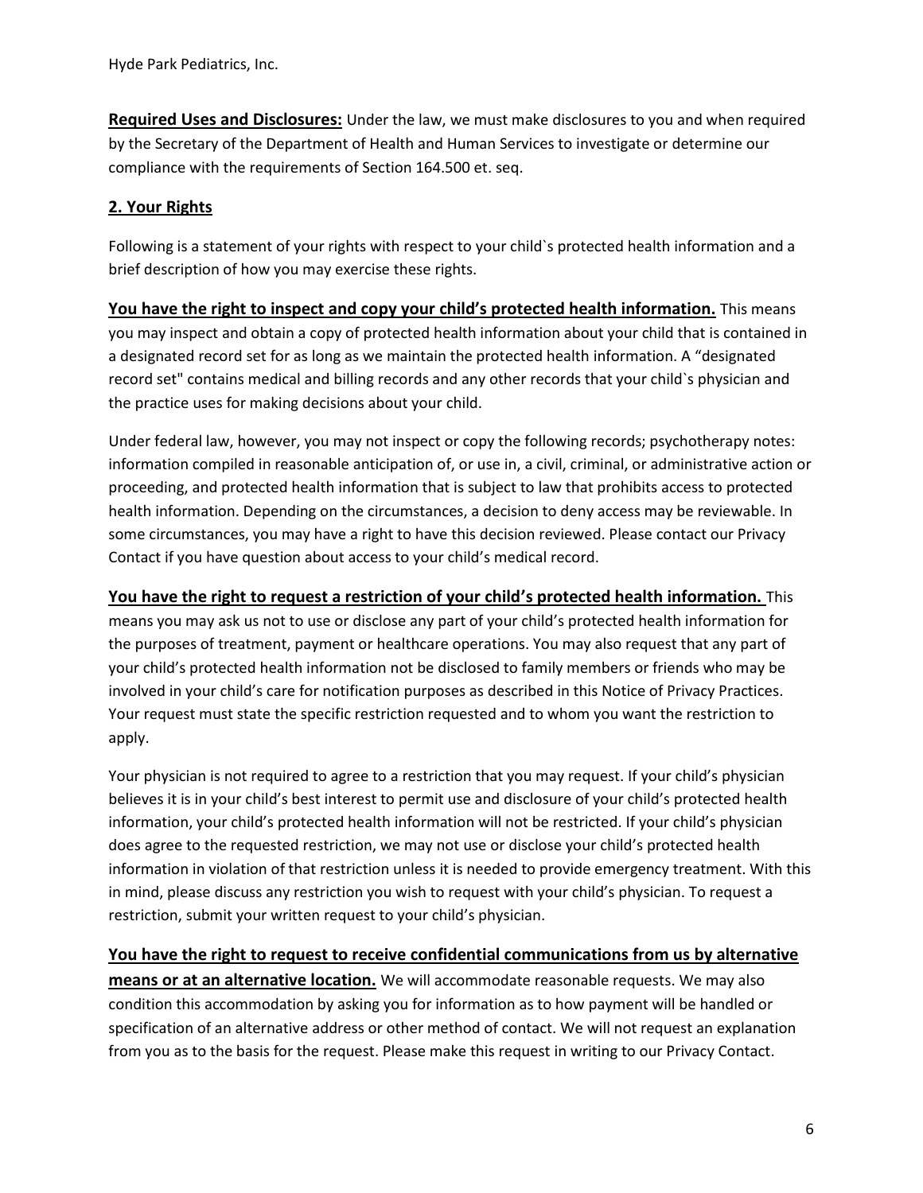**Required Uses and Disclosures:** Under the law, we must make disclosures to you and when required by the Secretary of the Department of Health and Human Services to investigate or determine our compliance with the requirements of Section 164.500 et. seq.

## 2. Your Rights

Following is a statement of your rights with respect to your child`s protected health information and a brief description of how you may exercise these rights.

**You have the right to inspect and copy your child's protected health information.** This means you may inspect and obtain a copy of protected health information about your child that is contained in a designated record set for as long as we maintain the protected health information. A "designated record set" contains medical and billing records and any other records that your child`s physician and the practice uses for making decisions about your child.

Under federal law, however, you may not inspect or copy the following records; psychotherapy notes: information compiled in reasonable anticipation of, or use in, a civil, criminal, or administrative action or proceeding, and protected health information that is subject to law that prohibits access to protected health information. Depending on the circumstances, a decision to deny access may be reviewable. In some circumstances, you may have a right to have this decision reviewed. Please contact our Privacy Contact if you have question about access to your child's medical record.

**You have the right to request a restriction of your child's protected health information.** This means you may ask us not to use or disclose any part of your child's protected health information for the purposes of treatment, payment or healthcare operations. You may also request that any part of your child's protected health information not be disclosed to family members or friends who may be involved in your child's care for notification purposes as described in this Notice of Privacy Practices. Your request must state the specific restriction requested and to whom you want the restriction to apply.

Your physician is not required to agree to a restriction that you may request. If your child's physician believes it is in your child's best interest to permit use and disclosure of your child's protected health information, your child's protected health information will not be restricted. If your child's physician does agree to the requested restriction, we may not use or disclose your child's protected health information in violation of that restriction unless it is needed to provide emergency treatment. With this in mind, please discuss any restriction you wish to request with your child's physician. To request a restriction, submit your written request to your child's physician.

**You have the right to request to receive confidential communications from us by alternative means or at an alternative location.** We will accommodate reasonable requests. We may also condition this accommodation by asking you for information as to how payment will be handled or specification of an alternative address or other method of contact. We will not request an explanation from you as to the basis for the request. Please make this request in writing to our Privacy Contact.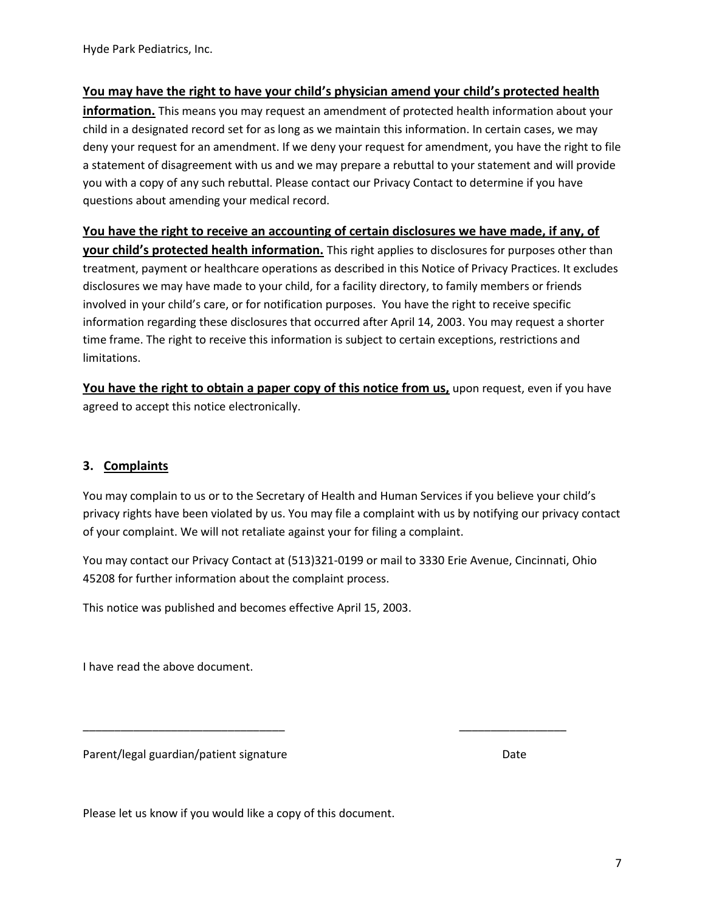**You may have the right to have your child's physician amend your child's protected health information.** This means you may request an amendment of protected health information about your child in a designated record set for as long as we maintain this information. In certain cases, we may deny your request for an amendment. If we deny your request for amendment, you have the right to file a statement of disagreement with us and we may prepare a rebuttal to your statement and will provide you with a copy of any such rebuttal. Please contact our Privacy Contact to determine if you have questions about amending your medical record.

**You have the right to receive an accounting of certain disclosures we have made, if any, of your child's protected health information.** This right applies to disclosures for purposes other than treatment, payment or healthcare operations as described in this Notice of Privacy Practices. It excludes disclosures we may have made to your child, for a facility directory, to family members or friends involved in your child's care, or for notification purposes. You have the right to receive specific information regarding these disclosures that occurred after April 14, 2003. You may request a shorter time frame. The right to receive this information is subject to certain exceptions, restrictions and limitations.

**You have the right to obtain a paper copy of this notice from us,** upon request, even if you have agreed to accept this notice electronically.

## 3. Complaints

You may complain to us or to the Secretary of Health and Human Services if you believe your child's privacy rights have been violated by us. You may file a complaint with us by notifying our privacy contact of your complaint. We will not retaliate against your for filing a complaint.

You may contact our Privacy Contact at (513)321-0199 or mail to 3330 Erie Avenue, Cincinnati, Ohio 45208 for further information about the complaint process.

This notice was published and becomes effective April 15, 2003.

I have read the above document.

________________________________ _________________

Parent/legal guardian/patient signature Date

Please let us know if you would like a copy of this document.